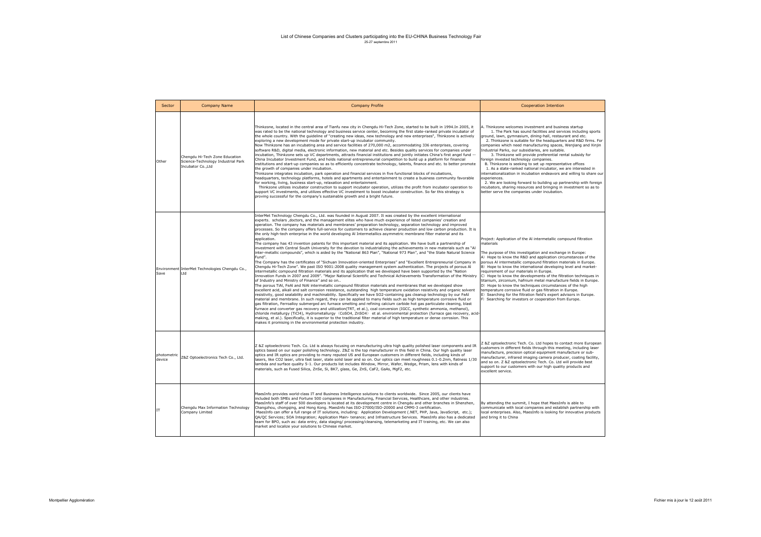# List of Chinese Companies and Clusters participating into the EU-CHINA Business Technology Fair

25-27 septembre 2011

| Sector | Company Name | Company Profile | Cooperation Intention |
|---|---|---|---|
| Other | Chengdu Hi-Tech Zone Education Science-Technology Industrial Park Incubator Co.,Ltd | Thinkzone, located in the central area of Tianfu new city in Chengdu Hi-Tech Zone, started to be built in 1994.In 2005, it was rated to be the national technology and business service center, becoming the first state-ranked private incubator of the whole country. With the guideline of "creating new ideas, new technology and new enterprises", Thinkzone is actively exploring a new development mode for private start-up incubator community.<br>Now Thinkzone has an incubating area and service facilities of 270,000 m2, accommodating 336 enterprises, covering software R&D, digital media, electronic information, new material and etc. Besides quality services for companies under incubation, Thinkzone sets up VC departments, attracts financial institutions and jointly initiates China's first angel fund -- China Incubator Investment Fund, and holds national entrepreneurial competition to build up a platform for financial institutions and start-up companies so as to efficiently concentrate technology, talents, finance and etc. to better promote the growth of companies under incubation.<br>Thinkzone integrates incubation, park operation and financial services in five functional blocks of incubations, headquarters, technology platforms, hotels and apartments and entertainment to create a business community favorable for working, living, business start-up, relaxation and entertainment.<br>Thinkzone utilizes incubator construction to support incubator operation, utilizes the profit from incubator operation to support VC investments, and utilizes effective VC investment to boost incubator construction. So far this strategy is proving successful for the company's sustainable growth and a bright future. | A. Thinkzone welcomes investment and business startup<br>1. The Park has sound facilities and services including sports ground, lawn, gymnasium, dining-hall, restaurant and etc.<br>2. Thinkzone is suitable for the headquarters and R&D firms. For companies which need manufacturing spaces, Wenjiang and Xinjin Industrial Parks, our subsidiaries, are suitable.<br>3. Thinkzone will provide preferential rental subsidy for foreign invested technology companies.<br>B. Thinkzone is seeking to set up representative offices<br>1. As a state-ranked national incubator, we are interested in internationalization in incubation endeavors and willing to share our experiences.<br>2. We are looking forward to building up partnership with foreign incubators, sharing resources and bringing in investment so as to better serve the companies under incubation. |
| Environment Save | InterMet Technologies Chengdu Co., Ltd | InterMet Technology Chengdu Co., Ltd. was founded in August 2007. It was created by the excellent international experts, scholars ,doctors, and the management elites who have much experience of listed companies' creation and operation. The company has materials and membranes' preparation technology, separation technology and improved processes. So the company offers full-service for customers to achieve cleaner production and low carbon production. It is the only high-tech enterprise in the world developing Al Intermetallics asymmetric membrane filter material and its application.<br>The company has 43 invention patents for this important material and its application. We have built a partnership of investment with Central South University for the devotion to industrializing the achievements in new materials such as "Al inter-metallic compounds", which is aided by the "National 863 Plan", "National 973 Plan", and "the State Natural Science Fund".<br>The Company has the certificates of "Sichuan Innovation-oriented Enterprises" and "Excellent Entrepreneurial Company in Chengdu Hi-Tech Zone". We past ISO 9001:2008 quality management system authentication. The projects of porous Al intermetallic compound filtration materials and its application that we developed have been supported by the "Nation Innovation Funds in 2007 and 2009". "Major National Scientific and Technical Achievements Transformation of the Ministry of Industry and Ministry of Finance" and so on..<br>The porous TiAl, FeAl and NiAl intermetallic compound filtration materials and membranes that we developed show excellent acid, alkali and salt corrosion resistance, outstanding high temperature oxidation resistivity and organic solvent resistivity, good sealability and machinability. Specifically we have SO2-containing gas cleanup technology by our FeAl material and membrane. In such regard, they can be applied to many fields such as high temperature corrosive fluid or gas filtration, Ferroalloy submerged arc furnace smelting and refining calcium carbide hot gas particulate cleaning, blast furnace and converter gas recovery and utilization(TRT, et al.), coal conversion (IGCC, synthetic ammonia, methanol), chloride metallurgy (TiCl4), Hydrometallurgy（CoSO4, ZnSO4）et al. environmental protection (furnace gas recovery, acid-making, et al.). Specifically, it is superior to the traditional filter material of high temperature or dense corrosion. This makes it promising in the environmental protection industry. | Project: Application of the Al intermetallic compound filtration materials<br><br>The purpose of this investigation and exchange in Europe:<br>A）Hope to know the R&D and application circumstances of the porous Al intermetallic compound filtration materials in Europe.<br>B）Hope to know the international developing level and market-requirement of our materials in Europe.<br>C）Hope to know the developments of the filtration techniques in titanium, zirconium, hafnium metal manufacture fields in Europe.<br>D）Hope to know the techniques circumstances of the high temperature corrosive fluid or gas filtration in Europe.<br>E）Searching for the filtration field's expert advisors in Europe.<br>F）Searching for investors or cooperation from Europe. |
| photometric device | Z&Z Optoelectronics Tech Co., Ltd. | Z &Z optoelectronic Tech. Co. Ltd is always focusing on manufacturing ultra high quality polished laser components and IR optics based on our super polishing technology. Z&Z is the top manufacturer in this field in China. Our high quality laser optics and IR optics are providing to many reputed US and European customers in different fields, including kinds of lasers, like CO2 laser, ultra fast laser, state solid laser and so on. Our optics can meet roughness 0.1-0.2nm, flatness 1/30 lambda and surface quality 5-1. Our products list includes Window, Mirror, Wafer, Wedge, Prism, lens with kinds of materials, such as Fused Silica, ZnSe, Si, BK7, glass, Ge, ZnS, CaF2, GaAs, MgF2, etc. | Z &Z optoelectronic Tech. Co. Ltd hopes to contact more European customers in different fields through this meeting, including laser manufacture, precision optical equipment manufacture or sub-manufacturer, infrared imaging camera producer, coating facility, and so on. Z &Z optoelectronic Tech. Co. Ltd will provide best support to our customers with our high quality products and excellent service. |
| IT | Chengdu Max Information Technology Company Limited | MaesInfo provides world-class IT and Business Intelligence solutions to clients worldwide. Since 2005, our clients have included both SMEs and Fortune 500 companies in Manufacturing, Financial Services, Healthcare, and other industries. MaesInfo's staff of over 500 developers is located at its development centre in Chengdu and other branches in Shenzhen, Changzhou, chongqing, and Hong Kong. MaesInfo has ISO-27000/ISO-20000 and CMMI-3 certification.<br>MaesInfo can offer a full range of IT solutions, including: Application Development (.NET, PHP, Java, JavaScript, etc.); QA/QC Services; SOA Integration; Application Main- tenance; and Infrastructure Services. MaesInfo also has a dedicated team for BPO, such as: data entry, data staging/ processing/cleansing, telemarketing and IT training, etc. We can also market and localize your solutions to Chinese market. | By attending the summit, I hope that MaesInfo is able to communicate with local companies and establish partnership with local enterprises. Also, MaesInfo is looking for innovative products and bring it to China |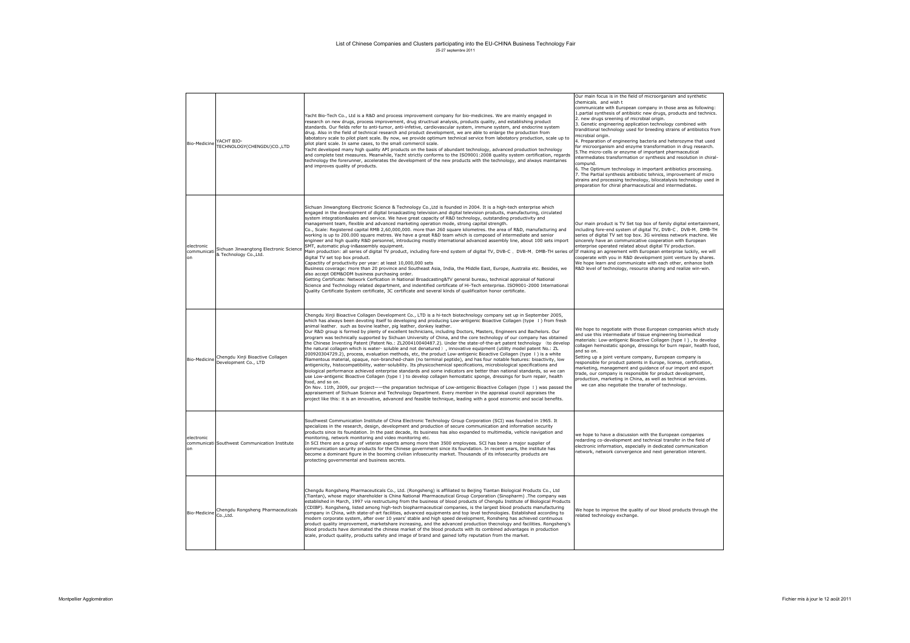List of Chinese Companies and Clusters participating into the EU-CHINA Business Technology Fair

25-27 septembre 2011

| | | | |
|---|---|---|---|
| Bio-Medicine | YACHT BIO-TECHNOLOGY(CHENGDU)CO.,LTD | Yacht Bio-Tech Co., Ltd is a R&D and process improvement company for bio-medicines. We are mainly engaged in research on new drugs, process improvement, drug structrual analysis, products quality, and establishing product standards. Our fields refer to anti-tumor, anti-infetive, cardiovascular system, immune system, and endocrine system drug. Also in the field of technical research and product development, we are able to enlarge the production from labotatory scale to pilot plant scale. By now, we provide optimum technical service from labotatory production, scale up to pilot plant scale. In same cases, to the small commercil scale.<br>Yacht developed many high quality API products on the basis of abundant technology, advanced production technology and complete test measures. Meanwhile, Yacht strictly conforms to the ISO9001:2008 quality system certification, regards technology the forerunner, accelerates the development of the new products with the technology, and always maintaines and improves quality of products. | Our main focus is in the field of microorganism and synthetic chemicals, and wish t<br>communicate with European company in those area as following:<br>1.partial synthesis of antibiotic new drugs, products and technics.<br>2. new drugs sreening of microbial origin.<br>3. Genetic engineering application technology combined with tranditional technology used for breeding strains of antibiotics from microbial origin.<br>4. Preparation of engineering bacteria and heterozyme that used for microorganism and enzyme transformation in drug research.<br>5.The micro-cells or enzyme of important pharmaceutical intermediates transformation or synthesis and resolution in chiral-compund.<br>6. The Optimum technology in important antibiotics processing.<br>7. The Partial synthesis antibiotic tehnics, improvement of micro strains and processing technology, bilocatalysis technology used in preparation for chiral pharmaceutical and intermediates. |
| electronic communication | Sichuan Jinwangtong Electronic Science & Technology Co.,Ltd. | Sichuan Jinwangtong Electronic Science & Technology Co.,Ltd is founded in 2004. It is a high-tech enterprise which engaged in the development of digital broadcasting television.and digital television products, manufacturing, circulated system integration&sales and service. We have great capacity of R&D technology, outstanding productivity and management team, flexible and advanced marketing operation mode, strong capital strength.<br>Co., Scale: Registered capital RMB 2,60,000,000. more than 260 square kilometres. the area of R&D, manufacturing and working is up to 200.000 square metres. We have a great R&D team which is composed of intermediate and senior engineer and high quality R&D personnel, introducing mostly international advanced assembly line, about 100 sets import SMT, automatic plug-in&assembly equipment.<br>Main production: all series of digital TV product, including fore-end system of digital TV, DVB-C 、DVB-M、DMB-TH series of digital TV set top box product.<br>Capactity of productivity per year: at least 10,000,000 sets<br>Business coverage: more than 20 province and Southeast Asia, India, the Middle East, Europe, Australia etc. Besides, we also accept OEM&ODM business purchasing order.<br>Getting Certificate: Network Cerfication in National Broadcasting&TV general bureau, technical appraisal of National Science and Technology related department, and indentified certificate of Hi-Tech enterprise. ISO9001-2000 International Quality Certificate System certificate, 3C certificate and several kinds of qualificaiton honor certificate. | Our main product is TV Set top box of family digital entertainment, including fore-end system of digital TV, DVB-C、DVB-M、DMB-TH series of digital TV set top box. 3G wireless network machine. We sincerely have an communicative cooperation with European enterprise operated related about digital TV production.<br>If making an agreement with European enterprise luckily, we will cooperate with you in R&D development joint venture by shares.<br>We hope learn and communicate with each other, enhance both R&D level of technology, resource sharing and realize win-win. |
| Bio-Medicine | Chengdu Xinji Bioactive Collagen Development Co., LTD | Chengdu Xinji Bioactive Collagen Development Co., LTD is a hi-tech biotechnology company set up in September 2005, which has always been devoting itself to developing and producing Low-antigenic Bioactive Collagen (type Ⅰ) from fresh animal leather，such as bovine leather, pig leather, donkey leather.<br>Our R&D group is formed by plenty of excellent technicians, including Doctors, Masters, Engineers and Bachelors. Our program was technically supported by Sichuan University of China, and the core technology of our company has obtained the Chinese Inventing Patent (Patent No.: ZL200410040487.2). Under the state-of-the-art patent technology（to develop the natural collagen which is water- soluble and not denatured）, innovative equipment (utility model patent No.: ZL 200920304729.2), process, evaluation methods, etc, the product Low-antigenic Bioactive Collagen (type Ⅰ) is a white filamentous material, opaque, non-branched-chain (no terminal peptide), and has four notable features: bioactivity, low antigenicity, histocompatibility, water-solubility. Its physicochemical specifications, microbiological specifications and biological performance achieved enterprise standards and some indicators are better than national standards, so we can use Low-antigenic Bioactive Collagen (type Ⅰ) to develop collagen hemostatic sponge, dressings for burn repair, health food, and so on.<br>On Nov. 11th, 2009, our project——the preparation technique of Low-antigenic Bioactive Collagen (type Ⅰ) was passed the appraisement of Sichuan Science and Technology Department. Every member in the appraisal council appraises the project like this: it is an innovative, advanced and feasible technique, leading with a good economic and social benefits. | We hope to negotiate with those European companies which study and use this intermediate of tissue engineering biomedical materials: Low-antigenic Bioactive Collagen (type Ⅰ) , to develop collagen hemostatic sponge, dressings for burn repair, health food, and so on.<br>Setting up a joint venture company, European company is responsible for product patents in Europe, license, certification, marketing, management and guidance of our import and export trade, our company is responsible for product development, production, marketing in China, as well as technical services.<br>we can also negotiate the transfer of technology. |
| electronic communication | Southwest Communication Institute | Southwest Communication Institute of China Electronic Technology Group Corporation (SCI) was founded in 1965. It specializes in the research, design, development and production of secure communication and information security products since its foundation. In the past decade, its business has also expanded to multimedia, vehicle navigation and monitoring, network monitoring and video monitoring etc.<br>In SCI there are a group of veteran experts among more than 3500 employees. SCI has been a major supplier of communication security products for the Chinese government since its foundation. In recent years, the institute has become a dominant figure in the booming civilian infosecurity market. Thousands of its infosecurity products are protecting governmental and business secrets. | we hope to have a discussion with the European companies redarding co-development and technical transfer in the field of electronic information, especially in dedicated communication network, network convergence and next generation interent. |
| Bio-Medicine | Chengdu Rongsheng Pharmaceuticals Co.,Ltd. | Chengdu Rongsheng Pharmaceuticals Co., Ltd. (Rongsheng) is affiliated to Beijing Tiantan Biological Products Co., Ltd (Tiantan), whose major shareholder is China National Pharmaceutical Group Corporation (Sinopharm) .The company was established in March, 1997 via restructuing from the business of blood products of Chengdu Institute of Biological Products (CDIBP). Rongsheng, listed among high-tech biopharmaceutical companies, is the largest blood products manufacturing company in China, with state-of-art facilities, advanced equipments and top level technologies. Established according to modern corporate system, after over 10 years' stable and high speed development, Ronsheng has achieved continuous product quality improvement, marketshare increasing, and the advanced production thecnology and facilities. Rongsheng's blood products have dominated the chinese market of the blood products with its combined advantages in production scale, product quality, products safety and image of brand and gained lofty reputation from the market. | We hope to improve the quality of our blood products through the related technology exchange. |

Montpellier Agglomération

Fichier mis à jour le 12 août 2011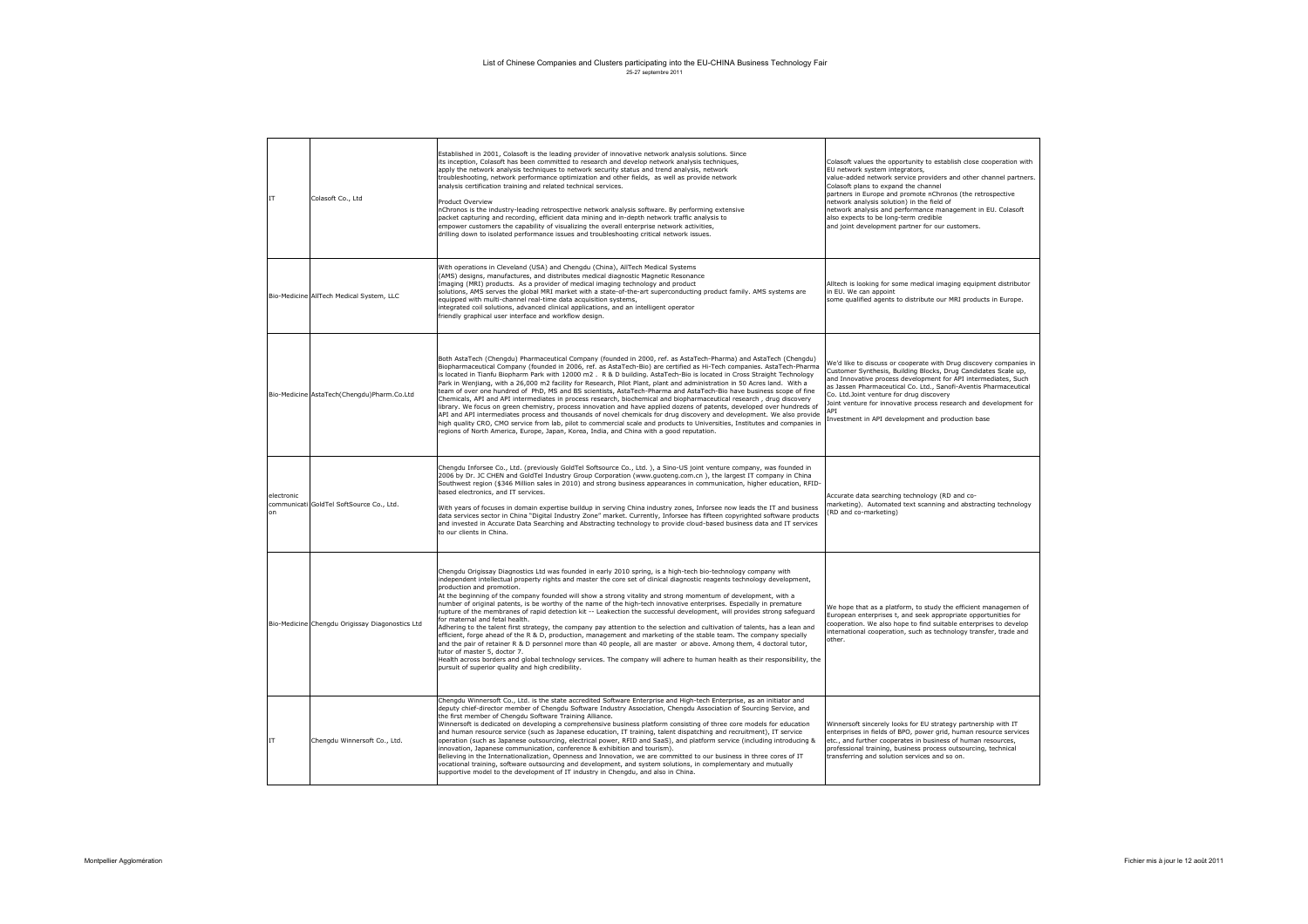List of Chinese Companies and Clusters participating into the EU-CHINA Business Technology Fair
25-27 septembre 2011

| | | | |
|---|---|---|---|
| IT | Colasoft Co., Ltd | Established in 2001, Colasoft is the leading provider of innovative network analysis solutions. Since its inception, Colasoft has been committed to research and develop network analysis techniques, apply the network analysis techniques to network security status and trend analysis, network troubleshooting, network performance optimization and other fields, as well as provide network analysis certification training and related technical services.<br><br>Product Overview<br>nChronos is the industry-leading retrospective network analysis software. By performing extensive packet capturing and recording, efficient data mining and in-depth network traffic analysis to empower customers the capability of visualizing the overall enterprise network activities, drilling down to isolated performance issues and troubleshooting critical network issues. | Colasoft values the opportunity to establish close cooperation with EU network system integrators, value-added network service providers and other channel partners. Colasoft plans to expand the channel partners in Europe and promote nChronos (the retrospective network analysis solution) in the field of network analysis and performance management in EU. Colasoft also expects to be long-term credible and joint development partner for our customers. |
| Bio-Medicine | AllTech Medical System, LLC | With operations in Cleveland (USA) and Chengdu (China), AllTech Medical Systems (AMS) designs, manufactures, and distributes medical diagnostic Magnetic Resonance Imaging (MRI) products. As a provider of medical imaging technology and product solutions, AMS serves the global MRI market with a state-of-the-art superconducting product family. AMS systems are equipped with multi-channel real-time data acquisition systems, integrated coil solutions, advanced clinical applications, and an intelligent operator friendly graphical user interface and workflow design. | Alltech is looking for some medical imaging equipment distributor in EU. We can appoint some qualified agents to distribute our MRI products in Europe. |
| Bio-Medicine | AstaTech(Chengdu)Pharm.Co.Ltd | Both AstaTech (Chengdu) Pharmaceutical Company (founded in 2000, ref. as AstaTech-Pharma) and AstaTech (Chengdu) Biopharmaceutical Company (founded in 2006, ref. as AstaTech-Bio) are certified as Hi-Tech companies. AstaTech-Pharma is located in Tianfu Biopharm Park with 12000 m2 . R & D building. AstaTech-Bio is located in Cross Straight Technology Park in Wenjiang, with a 26,000 m2 facility for Research, Pilot Plant, plant and administration in 50 Acres land. With a team of over one hundred of PhD, MS and BS scientists, AstaTech-Pharma and AstaTech-Bio have business scope of fine Chemicals, API and API intermediates in process research, biochemical and biopharmaceutical research , drug discovery library. We focus on green chemistry, process innovation and have applied dozens of patents, developed over hundreds of API and API intermediates process and thousands of novel chemicals for drug discovery and development. We also provide high quality CRO, CMO service from lab, pilot to commercial scale and products to Universities, Institutes and companies in regions of North America, Europe, Japan, Korea, India, and China with a good reputation. | We'd like to discuss or cooperate with Drug discovery companies in Customer Synthesis, Building Blocks, Drug Candidates Scale up, and Innovative process development for API intermediates, Such as Jassen Pharmaceutical Co. Ltd., Sanofi-Aventis Pharmaceutical Co. Ltd.Joint venture for drug discovery<br>Joint venture for innovative process research and development for API<br>Investment in API development and production base |
| electronic communication | GoldTel SoftSource Co., Ltd. | Chengdu Inforsee Co., Ltd. (previously GoldTel Softsource Co., Ltd. ), a Sino-US joint venture company, was founded in 2006 by Dr. JC CHEN and GoldTel Industry Group Corporation (www.guoteng.com.cn ), the largest IT company in China Southwest region ($346 Million sales in 2010) and strong business appearances in communication, higher education, RFID-based electronics, and IT services.<br><br>With years of focuses in domain expertise buildup in serving China industry zones, Inforsee now leads the IT and business data services sector in China "Digital Industry Zone" market. Currently, Inforsee has fifteen copyrighted software products and invested in Accurate Data Searching and Abstracting technology to provide cloud-based business data and IT services to our clients in China. | Accurate data searching technology (RD and co-marketing). Automated text scanning and abstracting technology (RD and co-marketing) |
| Bio-Medicine | Chengdu Origissay Diagonostics Ltd | Chengdu Origissay Diagnostics Ltd was founded in early 2010 spring, is a high-tech bio-technology company with independent intellectual property rights and master the core set of clinical diagnostic reagents technology development, production and promotion.<br>At the beginning of the company founded will show a strong vitality and strong momentum of development, with a number of original patents, is be worthy of the name of the high-tech innovative enterprises. Especially in premature rupture of the membranes of rapid detection kit -- Leakection the successful development, will provides strong safeguard for maternal and fetal health.<br>Adhering to the talent first strategy, the company pay attention to the selection and cultivation of talents, has a lean and efficient, forge ahead of the R & D, production, management and marketing of the stable team. The company specially and the pair of retainer R & D personnel more than 40 people, all are master or above. Among them, 4 doctoral tutor, tutor of master 5, doctor 7.<br>Health across borders and global technology services. The company will adhere to human health as their responsibility, the pursuit of superior quality and high credibility. | We hope that as a platform, to study the efficient managemen of European enterprises t, and seek appropriate opportunities for cooperation. We also hope to find suitable enterprises to develop international cooperation, such as technology transfer, trade and other. |
| IT | Chengdu Winnersoft Co., Ltd. | Chengdu Winnersoft Co., Ltd. is the state accredited Software Enterprise and High-tech Enterprise, as an initiator and deputy chief-director member of Chengdu Software Industry Association, Chengdu Association of Sourcing Service, and the first member of Chengdu Software Training Alliance.<br>Winnersoft is dedicated on developing a comprehensive business platform consisting of three core models for education and human resource service (such as Japanese education, IT training, talent dispatching and recruitment), IT service operation (such as Japanese outsourcing, electrical power, RFID and SaaS), and platform service (including introducing & innovation, Japanese communication, conference & exhibition and tourism).<br>Believing in the Internationalization, Openness and Innovation, we are committed to our business in three cores of IT vocational training, software outsourcing and development, and system solutions, in complementary and mutually supportive model to the development of IT industry in Chengdu, and also in China. | Winnersoft sincerely looks for EU strategy partnership with IT enterprises in fields of BPO, power grid, human resource services etc., and further cooperates in business of human resources, professional training, business process outsourcing, technical transferring and solution services and so on. |

Montpellier Agglomération

Fichier mis à jour le 12 août 2011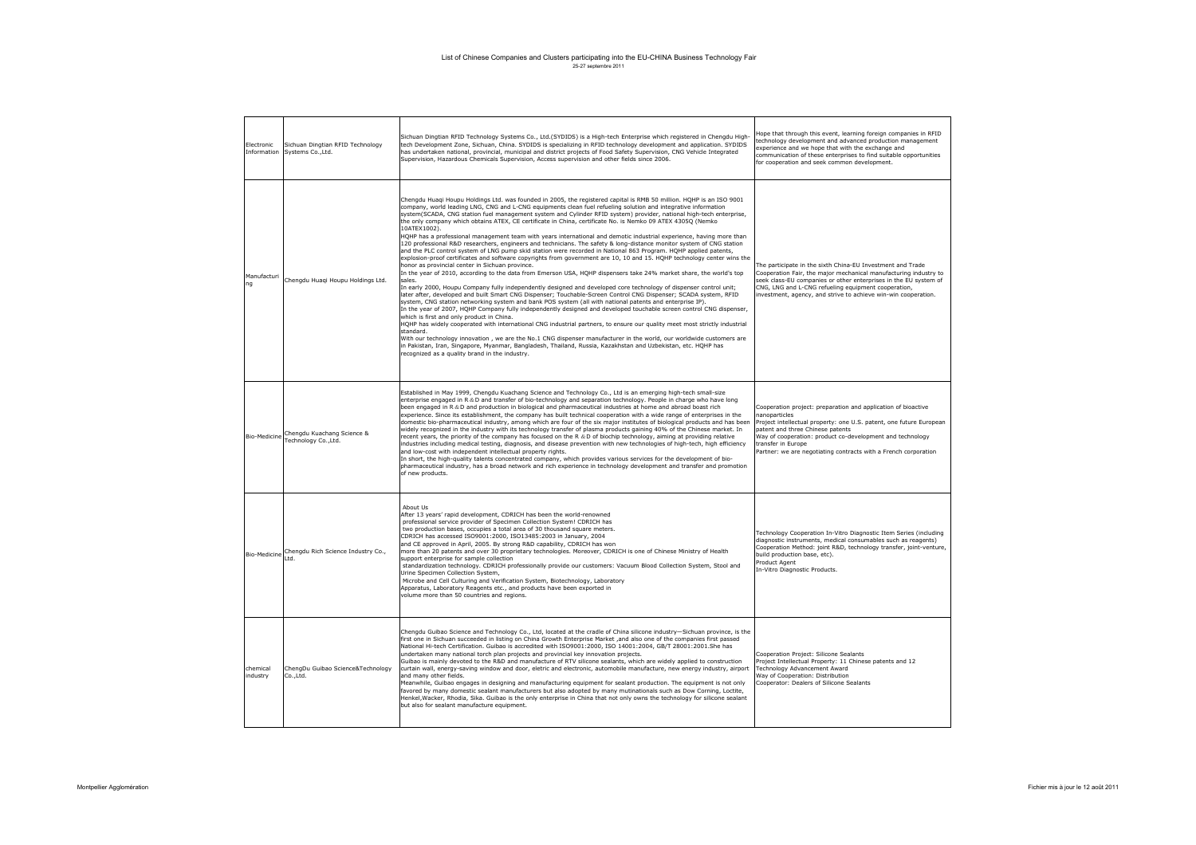List of Chinese Companies and Clusters participating into the EU-CHINA Business Technology Fair

25-27 septembre 2011

| | | | |
|---|---|---|---|
| Electronic Information | Sichuan Dingtian RFID Technology Systems Co.,Ltd. | Sichuan Dingtian RFID Technology Systems Co., Ltd.(SYDIDS) is a High-tech Enterprise which registered in Chengdu High-tech Development Zone, Sichuan, China. SYDIDS is specializing in RFID technology development and application. SYDIDS has undertaken national, provincial, municipal and district projects of Food Safety Supervision, CNG Vehicle Integrated Supervision, Hazardous Chemicals Supervision, Access supervision and other fields since 2006. | Hope that through this event, learning foreign companies in RFID technology development and advanced production management experience and we hope that with the exchange and communication of these enterprises to find suitable opportunities for cooperation and seek common development. |
| Manufacturing | Chengdu Huaqi Houpu Holdings Ltd. | Chengdu Huaqi Houpu Holdings Ltd. was founded in 2005, the registered capital is RMB 50 million. HQHP is an ISO 9001 company, world leading LNG, CNG and L-CNG equipments clean fuel refueling solution and integrative information system(SCADA, CNG station fuel management system and Cylinder RFID system) provider, national high-tech enterprise, the only company which obtains ATEX, CE certificate in China, certificate No. is Nemko 09 ATEX 4305Q (Nemko 10ATEX1002).<br>HQHP has a professional management team with years international and demotic industrial experience, having more than 120 professional R&D researchers, engineers and technicians. The safety & long-distance monitor system of CNG station and the PLC control system of LNG pump skid station were recorded in National 863 Program. HQHP applied patents, explosion-proof certificates and software copyrights from government are 10, 10 and 15. HQHP technology center wins the honor as provincial center in Sichuan province.<br>In the year of 2010, according to the data from Emerson USA, HQHP dispensers take 24% market share, the world's top sales.<br>In early 2000, Houpu Company fully independently designed and developed core technology of dispenser control unit; later after, developed and built Smart CNG Dispenser; Touchable-Screen Control CNG Dispenser; SCADA system, RFID system, CNG station networking system and bank POS system (all with national patents and enterprise IP).<br>In the year of 2007, HQHP Company fully independently designed and developed touchable screen control CNG dispenser, which is first and only product in China.<br>HQHP has widely cooperated with international CNG industrial partners, to ensure our quality meet most strictly industrial standard.<br>With our technology innovation , we are the No.1 CNG dispenser manufacturer in the world, our worldwide customers are in Pakistan, Iran, Singapore, Myanmar, Bangladesh, Thailand, Russia, Kazakhstan and Uzbekistan, etc. HQHP has recognized as a quality brand in the industry. | The participate in the sixth China-EU Investment and Trade Cooperation Fair, the major mechanical manufacturing industry to seek class-EU companies or other enterprises in the EU system of CNG, LNG and L-CNG refueling equipment cooperation, investment, agency, and strive to achieve win-win cooperation. |
| Bio-Medicine | Chengdu Kuachang Science & Technology Co.,Ltd. | Established in May 1999, Chengdu Kuachang Science and Technology Co., Ltd is an emerging high-tech small-size enterprise engaged in R&D and transfer of bio-technology and separation technology. People in charge who have long been engaged in R&D and production in biological and pharmaceutical industries at home and abroad boast rich experience. Since its establishment, the company has built technical cooperation with a wide range of enterprises in the domestic bio-pharmaceutical industry, among which are four of the six major institutes of biological products and has been widely recognized in the industry with its technology transfer of plasma products gaining 40% of the Chinese market. In recent years, the priority of the company has focused on the R&D of biochip technology, aiming at providing relative industries including medical testing, diagnosis, and disease prevention with new technologies of high-tech, high efficiency and low-cost with independent intellectual property rights.<br>In short, the high-quality talents concentrated company, which provides various services for the development of bio-pharmaceutical industry, has a broad network and rich experience in technology development and transfer and promotion of new products. | Cooperation project: preparation and application of bioactive nanoparticles<br>Project intellectual property: one U.S. patent, one future European patent and three Chinese patents<br>Way of cooperation: product co-development and technology transfer in Europe<br>Partner: we are negotiating contracts with a French corporation |
| Bio-Medicine | Chengdu Rich Science Industry Co., Ltd. | About Us<br>After 13 years' rapid development, CDRICH has been the world-renowned professional service provider of Specimen Collection System! CDRICH has two production bases, occupies a total area of 30 thousand square meters.<br>CDRICH has accessed ISO9001:2000, ISO13485:2003 in January, 2004 and CE approved in April, 2005. By strong R&D capability, CDRICH has won more than 20 patents and over 30 proprietary technologies. Moreover, CDRICH is one of Chinese Ministry of Health support enterprise for sample collection standardization technology. CDRICH professionally provide our customers: Vacuum Blood Collection System, Stool and Urine Specimen Collection System,<br>Microbe and Cell Culturing and Verification System, Biotechnology, Laboratory Apparatus, Laboratory Reagents etc., and products have been exported in volume more than 50 countries and regions. | Technology Cooperation In-Vitro Diagnostic Item Series (including diagnostic instruments, medical consumables such as reagents)<br>Cooperation Method: joint R&D, technology transfer, joint-venture, build production base, etc).<br>Product Agent<br>In-Vitro Diagnostic Products. |
| chemical industry | ChengDu Guibao Science&Technology Co.,Ltd. | Chengdu Guibao Science and Technology Co., Ltd, located at the cradle of China silicone industry—Sichuan province, is the first one in Sichuan succeeded in listing on China Growth Enterprise Market ,and also one of the companies first passed National Hi-tech Certification. Guibao is accredited with ISO9001:2000, ISO 14001:2004, GB/T 28001:2001.She has undertaken many national torch plan projects and provincial key innovation projects.<br>Guibao is mainly devoted to the R&D and manufacture of RTV silicone sealants, which are widely applied to construction curtain wall, energy-saving window and door, eletric and electronic, automobile manufacture, new energy industry, airport and many other fields.<br>Meanwhile, Guibao engages in designing and manufacturing equipment for sealant production. The equipment is not only favored by many domestic sealant manufacturers but also adopted by many multinationals such as Dow Corning, Loctite, Henkel,Wacker, Rhodia, Sika. Guibao is the only enterprise in China that not only owns the technology for silicone sealant but also for sealant manufacture equipment. | Cooperation Project: Silicone Sealants<br>Project Intellectual Property: 11 Chinese patents and 12 Technology Advancement Award<br>Way of Cooperation: Distribution<br>Cooperator: Dealers of Silicone Sealants |

Montpellier Agglomération

Fichier mis à jour le 12 août 2011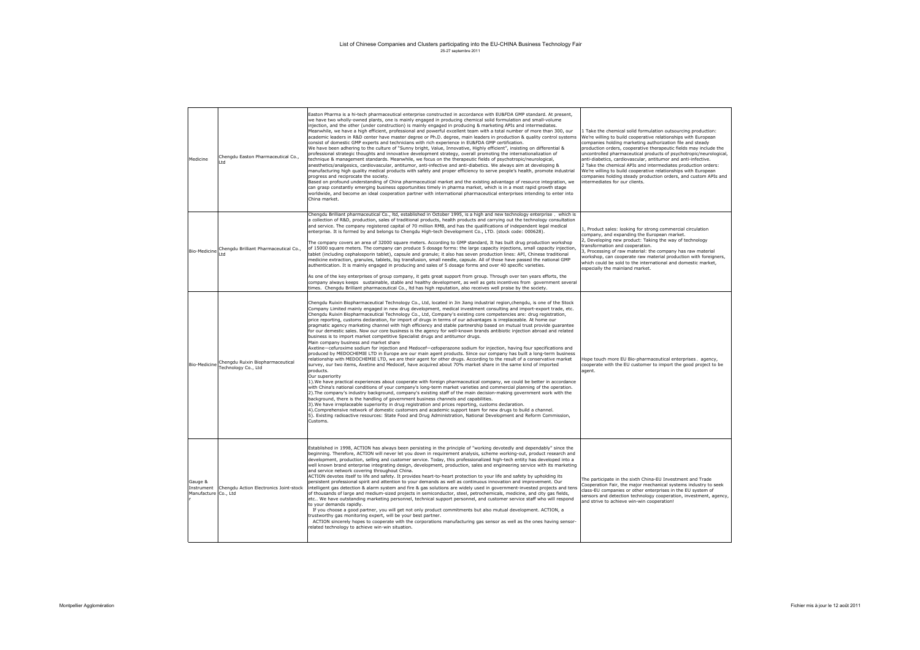List of Chinese Companies and Clusters participating into the EU-CHINA Business Technology Fair
25-27 septembre 2011

| | | | |
|---|---|---|---|
| Medicine | Chengdu Easton Pharmaceutical Co., Ltd | Easton Pharma is a hi-tech pharmaceutical enterprise constructed in accordance with EU&FDA GMP standard. At present, we have two wholly-owned plants, one is mainly engaged in producing chemical solid formulation and small-volume injection, and the other (under construction) is mainly engaged in producing & marketing APIs and intermediates. Meanwhile, we have a high efficient, professional and powerful excellent team with a total number of more than 300, our academic leaders in R&D center have master degree or Ph.D. degree, main leaders in production & quality control systems consist of domestic GMP experts and technicians with rich experience in EU&FDA GMP certification. We have been adhering to the culture of "Sunny bright, Value, Innovative, Highly efficient", insisting on differential & professional strategic thoughts and innovative development strategy, overall promoting the internationalization of technique & management standards. Meanwhile, we focus on the therapeutic fields of psychotropic/neurological, anesthetics/analgesics, cardiovascular, antitumor, anti-infective and anti-diabetics. We always aim at developing & manufacturing high quality medical products with safety and proper efficiency to serve people's health, promote industrial progress and reciprocate the society. Based on profound understanding of China pharmaceutical market and the existing advantage of resource integration, we can grasp constantly emerging business opportunities timely in pharma market, which is in a most rapid growth stage worldwide, and become an ideal cooperation partner with international pharmaceutical enterprises intending to enter into China market. | 1 Take the chemical solid formulation outsourcing production: We're willing to build cooperative relationships with European companies holding marketing authorization file and steady production orders, cooperative therapeutic fields may include the uncontrolled pharmaceutical products of psychotropic/neurological, anti-diabetics, cardiovascular, antitumor and anti-infective. 2 Take the chemical APIs and intermediates production orders: We're willing to build cooperative relationships with European companies holding steady production orders, and custom APIs and intermediates for our clients. |
| Bio-Medicine | Chengdu Brilliant Pharmaceutical Co., Ltd | Chengdu Brilliant pharmaceutical Co., ltd, established in October 1995, is a high and new technology enterprise , which is a collection of R&D, production, sales of traditional products, health products and carrying out the technology consultation and service. The company registered capital of 70 million RMB, and has the qualifications of independent legal medical enterprise. It is formed by and belongs to Chengdu High-tech Development Co., LTD. (stock code: 000628). The company covers an area of 32000 square meters. According to GMP standard, It has built drug production workshop of 15000 square meters. The company can produce 5 dosage forms: the large capacity injections, small capacity injection, tablet (including cephalosporin tablet), capsule and granule; it also has seven production lines: API, Chinese traditional medicine extraction, granules, tablets, big transfusion, small needle, capsule. All of those have passed the national GMP authentication. It is mainly engaged in producing and sales of 5 dosage forms and over 40 specific varieties. As one of the key enterprises of group company, it gets great support from group. Through over ten years efforts, the company always keeps sustainable, stable and healthy development, as well as gets incentives from government several times. Chengdu Brilliant pharmaceutical Co., ltd has high reputation, also receives well praise by the society. | 1, Product sales: looking for strong commercial circulation company, and expanding the European market. 2, Developing new product: Taking the way of technology transformation and cooperation. 3, Processing of raw material: the company has raw material workshop, can cooperate raw material production with foreigners, which could be sold to the international and domestic market, especially the mainland market. |
| Bio-Medicine | Chengdu Ruixin Biopharmaceutical Technology Co., Ltd | Chengdu Ruixin Biopharmaceutical Technology Co., Ltd, located in Jin Jiang industrial region,chengdu, is one of the Stock Company Limited mainly engaged in new drug development, medical investment consulting and import-export trade, etc. Chengdu Ruixin Biopharmaceutical Technology Co., Ltd, Company's existing core competencies are: drug registration, price reporting, customs declaration, for import of drugs in terms of our advantages is irreplaceable. At home our pragmatic agency marketing channel with high efficiency and stable partnership based on mutual trust provide guarantee for our demestic sales. Now our core business is the agency for well-known brands antibiotic injection abroad and related business is to import market competitive Specialist drugs and antitumor drugs. Main company business and market share Axetine—cefuroxime sodium for injection and Medocef—cefoperazone sodium for injection, having four specifications and produced by MEDOCHEMIE LTD in Europe are our main agent products. Since our company has built a long-term business relationship with MEDOCHEMIE LTD, we are their agent for other drugs. According to the result of a conservative market survey, our two items, Axetine and Medocef, have acquired about 70% market share in the same kind of imported products. Our superiority 1).We have practical experiences about cooperate with foreign pharmaceutical company, we could be better in accordance with China's national conditions of your company's long-term market varieties and commercial planning of the operation. 2).The company's industry background, company's existing staff of the main decision-making government work with the background, there is the handling of government business channels and capabilities. 3).We have irreplaceable superiority in drug registration and prices reporting, customs declaration. 4).Comprehensive network of domestic customers and academic support team for new drugs to build a channel. 5). Existing radioactive resources: State Food and Drug Administration, National Development and Reform Commission, Customs. | Hope touch more EU Bio-pharmaceutical enterprises , agency, cooperate with the EU customer to import the good project to be agent. |
| Gauge & Instrument Manufacturer | Chengdu Action Electronics Joint-stock Co., Ltd | Established in 1998, ACTION has always been persisting in the principle of "working devotedly and dependably" since the beginning. Therefore, ACTION will never let you down in requirement analysis, scheme working-out, product research and development, production, selling and customer service. Today, this professionalized high-tech entity has developed into a well known brand enterprise integrating design, development, production, sales and engineering service with its marketing and service network covering throughout China. ACTION devotes itself to life and safety. It provides heart-to-heart protection to your life and safety by upholding its persistent professional spirit and attention to your demands as well as continuous innovation and improvement. Our intelligent gas detection & alarm system and fire & gas solutions are widely used in government-invested projects and tens of thousands of large and medium-sized projects in semiconductor, steel, petrochemicals, medicine, and city gas fields, etc.. We have outstanding marketing personnel, technical support personnel, and customer service staff who will respond to your demands rapidly. If you choose a good partner, you will get not only product commitments but also mutual development. ACTION, a trustworthy gas monitoring expert, will be your best partner. ACTION sincerely hopes to cooperate with the corporations manufacturing gas sensor as well as the ones having sensor-related technology to achieve win-win situation. | The participate in the sixth China-EU Investment and Trade Cooperation Fair, the major mechanical systems industry to seek class-EU companies or other enterprises in the EU system of sensors and detection technology cooperation, investment, agency, and strive to achieve win-win cooperation! |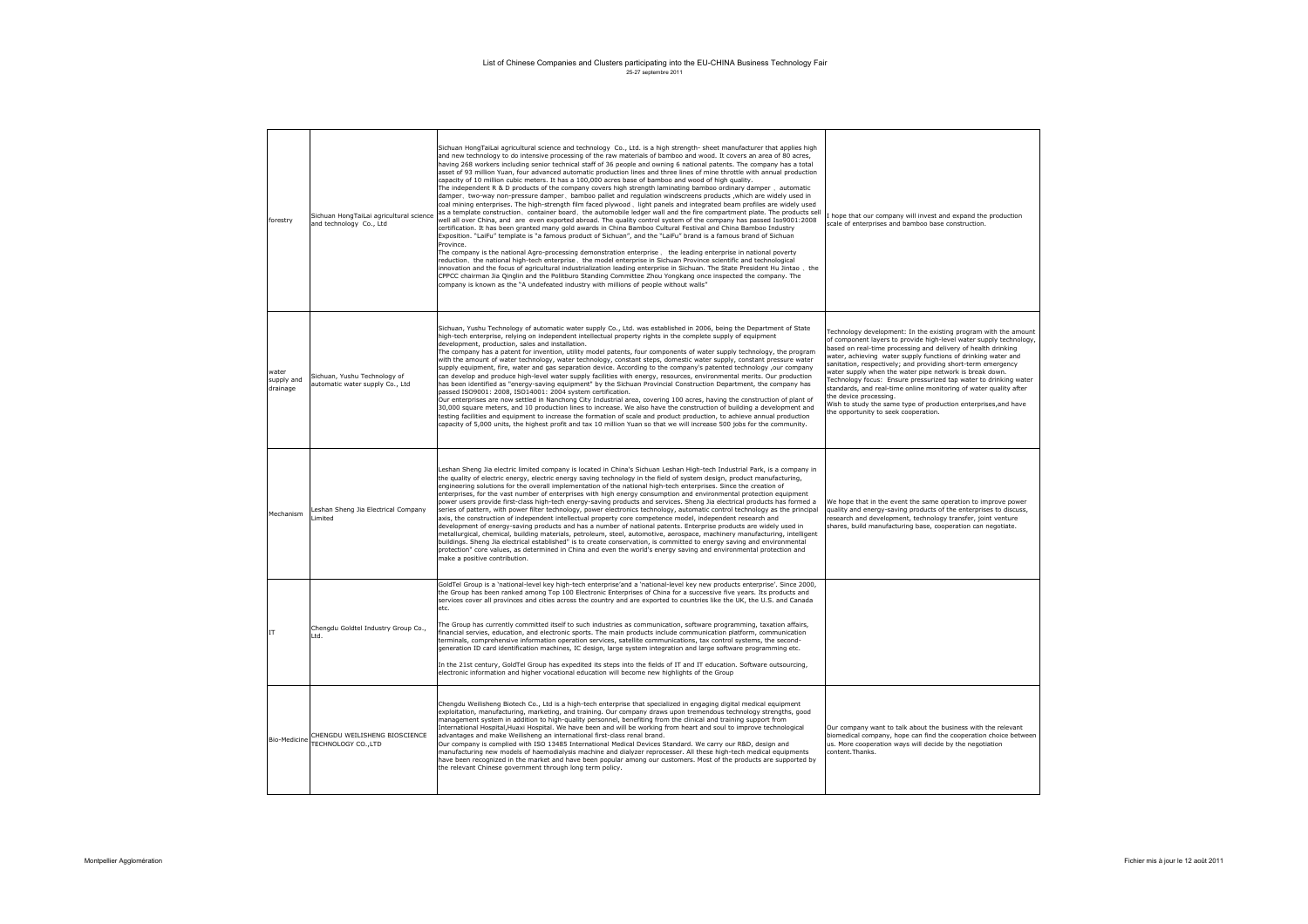List of Chinese Companies and Clusters participating into the EU-CHINA Business Technology Fair
25-27 septembre 2011

| | | | |
|---|---|---|---|
| forestry | Sichuan HongTaiLai agricultural science and technology Co., Ltd | Sichuan HongTaiLai agricultural science and technology Co., Ltd. is a high strength- sheet manufacturer that applies high and new technology to do intensive processing of the raw materials of bamboo and wood. It covers an area of 80 acres, having 268 workers including senior technical staff of 36 people and owning 6 national patents. The company has a total asset of 93 million Yuan, four advanced automatic production lines and three lines of mine throttle with annual production capacity of 10 million cubic meters. It has a 100,000 acres base of bamboo and wood of high quality.<br>The independent R & D products of the company covers high strength laminating bamboo ordinary damper 、automatic damper、two-way non-pressure damper、bamboo pallet and regulation windscreens products ,which are widely used in coal mining enterprises. The high-strength film faced plywood、light panels and integrated beam profiles are widely used as a template construction、container board、the automobile ledger wall and the fire compartment plate. The products sell well all over China, and are even exported abroad. The quality control system of the company has passed Iso9001:2008 certification. It has been granted many gold awards in China Bamboo Cultural Festival and China Bamboo Industry Exposition. "LaiFu" template is "a famous product of Sichuan", and the "LaiFu" brand is a famous brand of Sichuan Province.<br>The company is the national Agro-processing demonstration enterprise， the leading enterprise in national poverty reduction，the national high-tech enterprise，the model enterprise in Sichuan Province scientific and technological innovation and the focus of agricultural industrialization leading enterprise in Sichuan. The State President Hu Jintao ，the CPPCC chairman Jia Qinglin and the Politburo Standing Committee Zhou Yongkang once inspected the company. The company is known as the "A undefeated industry with millions of people without walls" | I hope that our company will invest and expand the production scale of enterprises and bamboo base construction. |
| water supply and drainage | Sichuan, Yushu Technology of automatic water supply Co., Ltd | Sichuan, Yushu Technology of automatic water supply Co., Ltd. was established in 2006, being the Department of State high-tech enterprise, relying on independent intellectual property rights in the complete supply of equipment development, production, sales and installation.<br>The company has a patent for invention, utility model patents, four components of water supply technology, the program with the amount of water technology, water technology, constant steps, domestic water supply, constant pressure water supply equipment, fire, water and gas separation device. According to the company's patented technology ,our company can develop and produce high-level water supply facilities with energy, resources, environmental merits. Our production has been identified as "energy-saving equipment" by the Sichuan Provincial Construction Department, the company has passed ISO9001: 2008, ISO14001: 2004 system certification.<br>Our enterprises are now settled in Nanchong City Industrial area, covering 100 acres, having the construction of plant of 30,000 square meters, and 10 production lines to increase. We also have the construction of building a development and testing facilities and equipment to increase the formation of scale and product production, to achieve annual production capacity of 5,000 units, the highest profit and tax 10 million Yuan so that we will increase 500 jobs for the community. | Technology development: In the existing program with the amount of component layers to provide high-level water supply technology, based on real-time processing and delivery of health drinking water, achieving water supply functions of drinking water and sanitation, respectively; and providing short-term emergency water supply when the water pipe network is break down.<br>Technology focus: Ensure pressurized tap water to drinking water standards, and real-time online monitoring of water quality after the device processing.<br>Wish to study the same type of production enterprises,and have the opportunity to seek cooperation. |
| Mechanism | Leshan Sheng Jia Electrical Company Limited | Leshan Sheng Jia electric limited company is located in China's Sichuan Leshan High-tech Industrial Park, is a company in the quality of electric energy, electric energy saving technology in the field of system design, product manufacturing, engineering solutions for the overall implementation of the national high-tech enterprises. Since the creation of enterprises, for the vast number of enterprises with high energy consumption and environmental protection equipment power users provide first-class high-tech energy-saving products and services. Sheng Jia electrical products has formed a series of pattern, with power filter technology, power electronics technology, automatic control technology as the principal axis, the construction of independent intellectual property core competence model, independent research and development of energy-saving products and has a number of national patents. Enterprise products are widely used in metallurgical, chemical, building materials, petroleum, steel, automotive, aerospace, machinery manufacturing, intelligent buildings. Sheng Jia electrical established" is to create conservation, is committed to energy saving and environmental protection" core values, as determined in China and even the world's energy saving and environmental protection and make a positive contribution. | We hope that in the event the same operation to improve power quality and energy-saving products of the enterprises to discuss, research and development, technology transfer, joint venture shares, build manufacturing base, cooperation can negotiate. |
| IT | Chengdu Goldtel Industry Group Co., Ltd. | GoldTel Group is a 'national-level key high-tech enterprise'and a 'national-level key new products enterprise'. Since 2000, the Group has been ranked among Top 100 Electronic Enterprises of China for a successive five years. Its products and services cover all provinces and cities across the country and are exported to countries like the UK, the U.S. and Canada etc.<br><br>The Group has currently committed itself to such industries as communication, software programming, taxation affairs, financial servies, education, and electronic sports. The main products include communication platform, communication terminals, comprehensive information operation services, satellite communications, tax control systems, the second-generation ID card identification machines, IC design, large system integration and large software programming etc.<br><br>In the 21st century, GoldTel Group has expedited its steps into the fields of IT and IT education. Software outsourcing, electronic information and higher vocational education will become new highlights of the Group | |
| Bio-Medicine | CHENGDU WEILISHENG BIOSCIENCE TECHNOLOGY CO.,LTD | Chengdu Weilisheng Biotech Co., Ltd is a high-tech enterprise that specialized in engaging digital medical equipment exploitation, manufacturing, marketing, and training. Our company draws upon tremendous technology strengths, good management system in addition to high-quality personnel, benefiting from the clinical and training support from International Hospital,Huaxi Hospital. We have been and will be working from heart and soul to improve technological advantages and make Weilisheng an international first-class renal brand.<br>Our company is complied with ISO 13485 International Medical Devices Standard. We carry our R&D, design and manufacturing new models of haemodialysis machine and dialyzer reprocesser. All these high-tech medical equipments have been recognized in the market and have been popular among our customers. Most of the products are supported by the relevant Chinese government through long term policy. | Our company want to talk about the business with the relevant biomedical company, hope can find the cooperation choice between us. More cooperation ways will decide by the negotiation content.Thanks. |

Montpellier Agglomération

Fichier mis à jour le 12 août 2011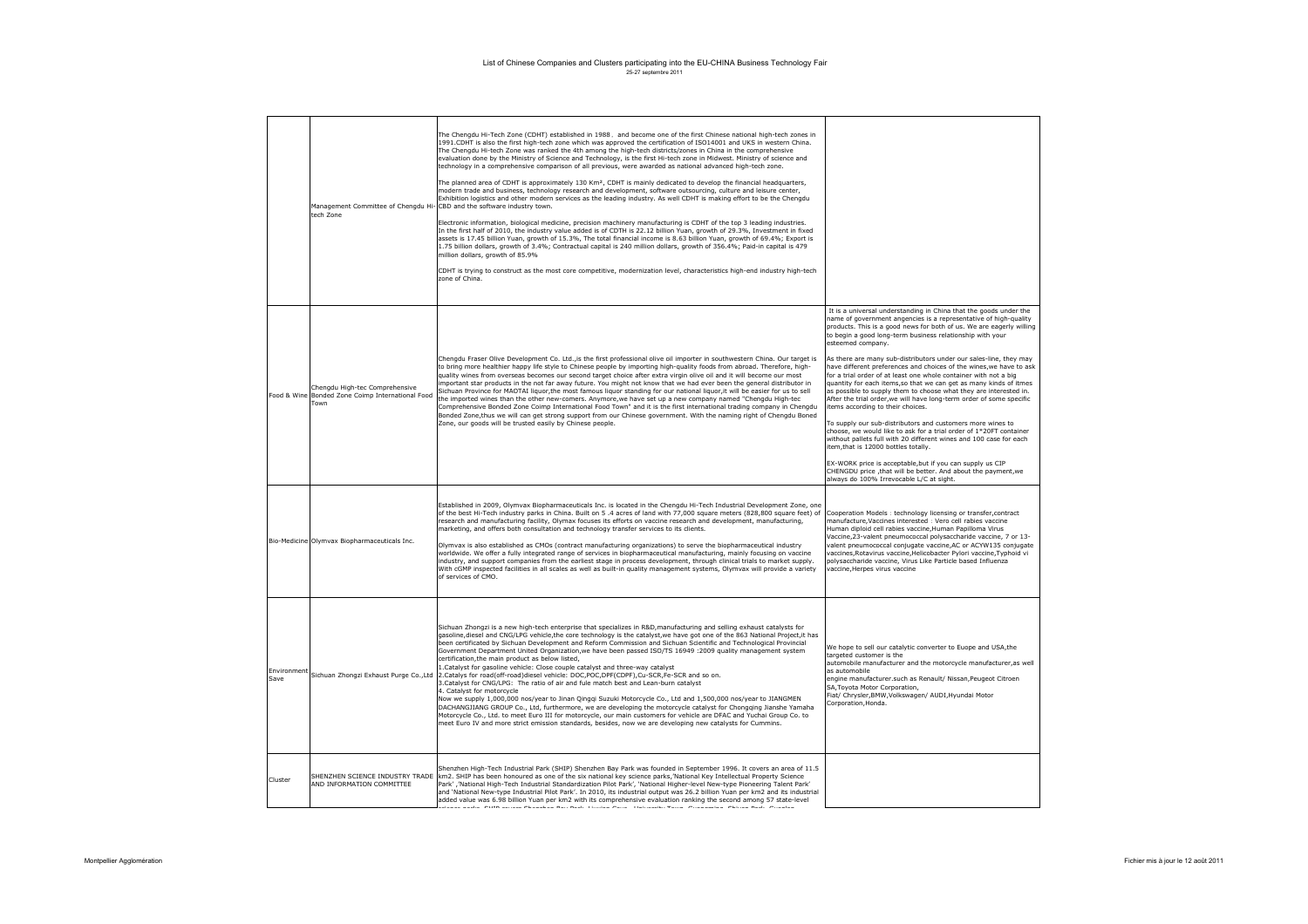List of Chinese Companies and Clusters participating into the EU-CHINA Business Technology Fair

25-27 septembre 2011

| | | | |
|---|---|---|---|
| | Management Committee of Chengdu Hi-tech Zone | The Chengdu Hi-Tech Zone (CDHT) established in 1988， and become one of the first Chinese national high-tech zones in 1991.CDHT is also the first high-tech zone which was approved the certification of ISO14001 and UKS in western China. The Chengdu Hi-tech Zone was ranked the 4th among the high-tech districts/zones in China in the comprehensive evaluation done by the Ministry of Science and Technology, is the first Hi-tech zone in Midwest. Ministry of science and technology in a comprehensive comparison of all previous, were awarded as national advanced high-tech zone.<br><br>The planned area of CDHT is approximately 130 Km², CDHT is mainly dedicated to develop the financial headquarters, modern trade and business, technology research and development, software outsourcing, culture and leisure center, Exhibition logistics and other modern services as the leading industry. As well CDHT is making effort to be the Chengdu CBD and the software industry town.<br><br>Electronic information, biological medicine, precision machinery manufacturing is CDHT of the top 3 leading industries. In the first half of 2010, the industry value added is of CDTH is 22.12 billion Yuan, growth of 29.3%, Investment in fixed assets is 17.45 billion Yuan, growth of 15.3%, The total financial income is 8.63 billion Yuan, growth of 69.4%; Export is 1.75 billion dollars, growth of 3.4%; Contractual capital is 240 million dollars, growth of 356.4%; Paid-in capital is 479 million dollars, growth of 85.9%<br><br>CDHT is trying to construct as the most core competitive, modernization level, characteristics high-end industry high-tech zone of China. | |
| Food & Wine | Chengdu High-tec Comprehensive Bonded Zone Coimp International Food Town | Chengdu Fraser Olive Development Co. Ltd.,is the first professional olive oil importer in southwestern China. Our target is to bring more healthier happy life style to Chinese people by importing high-quality foods from abroad. Therefore, high-quality wines from overseas becomes our second target choice after extra virgin olive oil and it will become our most important star products in the not far away future. You might not know that we had ever been the general distributor in Sichuan Province for MAOTAI liquor,the most famous liquor standing for our national liquor,it will be easier for us to sell the imported wines than the other new-comers. Anymore,we have set up a new company named "Chengdu High-tec Comprehensive Bonded Zone Coimp International Food Town" and it is the first international trading company in Chengdu Bonded Zone,thus we will can get strong support from our Chinese government. With the naming right of Chengdu Boned Zone, our goods will be trusted easily by Chinese people. | It is a universal understanding in China that the goods under the name of government angencies is a representative of high-quality products. This is a good news for both of us. We are eagerly willing to begin a good long-term business relationship with your esteemed company.<br><br>As there are many sub-distributors under our sales-line, they may have different preferences and choices of the wines,we have to ask for a trial order of at least one whole container with not a big quantity for each items,so that we can get as many kinds of itmes as possible to supply them to choose what they are interested in. After the trial order,we will have long-term order of some specific items according to their choices.<br><br>To supply our sub-distributors and customers more wines to choose, we would like to ask for a trial order of 1*20FT container without pallets full with 20 different wines and 100 case for each item,that is 12000 bottles totally.<br><br>EX-WORK price is acceptable,but if you can supply us CIP CHENGDU price ,that will be better. And about the payment,we always do 100% Irrevocable L/C at sight. |
| Bio-Medicine | Olymvax Biopharmaceuticals Inc. | Established in 2009, Olymvax Biopharmaceuticals Inc. is located in the Chengdu Hi-Tech Industrial Development Zone, one of the best Hi-Tech industry parks in China. Built on 5 .4 acres of land with 77,000 square meters (828,800 square feet) of research and manufacturing facility, Olymax focuses its efforts on vaccine research and development, manufacturing, marketing, and offers both consultation and technology transfer services to its clients.<br><br>Olymvax is also established as CMOs (contract manufacturing organizations) to serve the biopharmaceutical industry worldwide. We offer a fully integrated range of services in biopharmaceutical manufacturing, mainly focusing on vaccine industry, and support companies from the earliest stage in process development, through clinical trials to market supply. With cGMP inspected facilities in all scales as well as built-in quality management systems, Olymvax will provide a variety of services of CMO. | Cooperation Models：technology licensing or transfer,contract manufacture,Vaccines interested：Vero cell rabies vaccine Human diploid cell rabies vaccine,Human Papilloma Virus Vaccine,23-valent pneumococcal polysaccharide vaccine, 7 or 13-valent pneumococcal conjugate vaccine,AC or ACYW135 conjugate vaccines,Rotavirus vaccine,Helicobacter Pylori vaccine,Typhoid vi polysaccharide vaccine, Virus Like Particle based Influenza vaccine,Herpes virus vaccine |
| Environment Save | Sichuan Zhongzi Exhaust Purge Co.,Ltd | Sichuan Zhongzi is a new high-tech enterprise that specializes in R&D,manufacturing and selling exhaust catalysts for gasoline,diesel and CNG/LPG vehicle,the core technology is the catalyst,we have got one of the 863 National Project,it has been certificated by Sichuan Development and Reform Commission and Sichuan Scientific and Technological Provincial Government Department United Organization,we have been passed ISO/TS 16949 :2009 quality management system certification,the main product as below listed,<br>1.Catalyst for gasoline vehicle: Close couple catalyst and three-way catalyst<br>2.Catalys for road(off-road)diesel vehicle: DOC,POC,DPF(CDPF),Cu-SCR,Fe-SCR and so on.<br>3.Catalyst for CNG/LPG: The ratio of air and fule match best and Lean-burn catalyst<br>4. Catalyst for motorcycle<br>Now we supply 1,000,000 nos/year to Jinan Qingqi Suzuki Motorcycle Co., Ltd and 1,500,000 nos/year to JIANGMEN DACHANGJIANG GROUP Co., Ltd, furthermore, we are developing the motorcycle catalyst for Chongqing Jianshe Yamaha Motorcycle Co., Ltd. to meet Euro III for motorcycle, our main customers for vehicle are DFAC and Yuchai Group Co. to meet Euro IV and more strict emission standards, besides, now we are developing new catalysts for Cummins. | We hope to sell our catalytic converter to Euope and USA,the targeted customer is the automobile manufacturer and the motorcycle manufacturer,as well as automobile engine manufacturer.such as Renault/ Nissan,Peugeot Citroen SA,Toyota Motor Corporation, Fiat/ Chrysler,BMW,Volkswagen/ AUDI,Hyundai Motor Corporation,Honda. |
| Cluster | SHENZHEN SCIENCE INDUSTRY TRADE AND INFORMATION COMMITTEE | Shenzhen High-Tech Industrial Park (SHIP) Shenzhen Bay Park was founded in September 1996. It covers an area of 11.5 km2. SHIP has been honoured as one of the six national key science parks,'National Key Intellectual Property Science Park' ,'National High-Tech Industrial Standardization Pilot Park', 'National Higher-level New-type Pioneering Talent Park' and 'National New-type Industrial Pilot Park'. In 2010, its industrial output was 26.2 billion Yuan per km2 and its industrial added value was 6.98 billion Yuan per km2 with its comprehensive evaluation ranking the second among 57 state-level | |

Montpellier Agglomération

Fichier mis à jour le 12 août 2011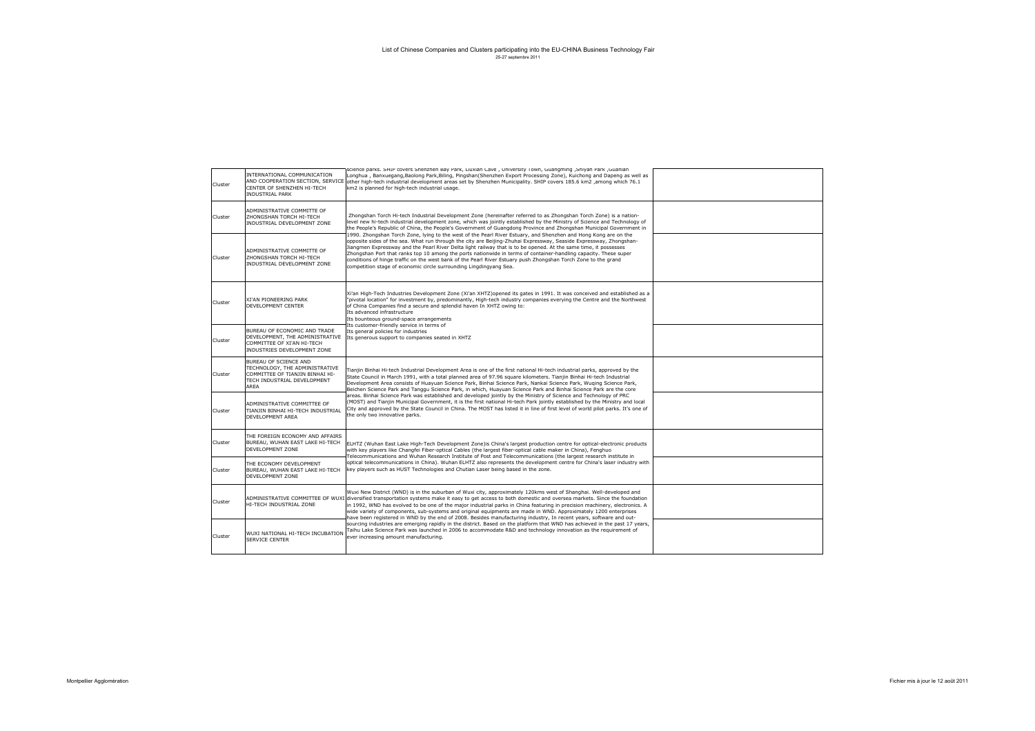List of Chinese Companies and Clusters participating into the EU-CHINA Business Technology Fair

25-27 septembre 2011

| | | | |
|---|---|---|---|
| Cluster | INTERNATIONAL COMMUNICATION AND COOPERATION SECTION, SERVICE CENTER OF SHENZHEN HI-TECH INDUSTRIAL PARK | science parks. SHIP covers Shenzhen Bay Park, Liuxian Cave , University Town, Guangming ,Shiyan Park ,Guanlan Longhua , Banxuegang,Baolong Park,Biling, Pingshan(Shenzhen Export Processing Zone), Kuichong and Dapeng as well as other high-tech industrial development areas set by Shenzhen Municipality. SHIP covers 185.6 km2 ,among which 76.1 km2 is planned for high-tech industrial usage. | |
| Cluster | ADMINISTRATIVE COMMITTE OF ZHONGSHAN TORCH HI-TECH INDUSTRIAL DEVELOPMENT ZONE | Zhongshan Torch Hi-tech Industrial Development Zone (hereinafter referred to as Zhongshan Torch Zone) is a nation-level new hi-tech industrial development zone, which was jointly established by the Ministry of Science and Technology of the People's Republic of China, the People's Government of Guangdong Province and Zhongshan Municipal Government in 1990. Zhongshan Torch Zone, lying to the west of the Pearl River Estuary, and Shenzhen and Hong Kong are on the opposite sides of the sea. What run through the city are Beijing-Zhuhai Expressway, Seaside Expressway, Zhongshan-Jiangmen Expressway and the Pearl River Delta light railway that is to be opened. At the same time, it possesses Zhongshan Port that ranks top 10 among the ports nationwide in terms of container-handling capacity. These super conditions of hinge traffic on the west bank of the Pearl River Estuary push Zhongshan Torch Zone to the grand competition stage of economic circle surrounding Lingdingyang Sea. | |
| Cluster | ADMINISTRATIVE COMMITTE OF ZHONGSHAN TORCH HI-TECH INDUSTRIAL DEVELOPMENT ZONE | | |
| Cluster | XI'AN PIONEERING PARK DEVELOPMENT CENTER | Xi'an High-Tech Industries Development Zone (Xi'an XHTZ)opened its gates in 1991. It was conceived and established as a "pivotal location" for investment by, predominantly, High-tech industry companies everying the Centre and the Northwest of China Companies find a secure and splendid haven In XHTZ owing to:<br>Its advanced infrastructure<br>Its bounteous ground-space arrangements<br>Its customer-friendly service in terms of<br>Its general policies for industries<br>Its generous support to companies seated in XHTZ | |
| Cluster | BUREAU OF ECONOMIC AND TRADE DEVELOPMENT, THE ADMINISTRATIVE COMMITTEE OF XI'AN HI-TECH INDUSTRIES DEVELOPMENT ZONE | | |
| Cluster | BUREAU OF SCIENCE AND TECHNOLOGY, THE ADMINISTRATIVE COMMITTEE OF TIANJIN BINHAI HI-TECH INDUSTRIAL DEVELOPMENT AREA | Tianjin Binhai Hi-tech Industrial Development Area is one of the first national Hi-tech industrial parks, approved by the State Council in March 1991, with a total planned area of 97.96 square kilometers. Tianjin Binhai Hi-tech Industrial Development Area consists of Huayuan Science Park, Binhai Science Park, Nankai Science Park, Wuqing Science Park, Beichen Science Park and Tanggu Science Park, in which, Huayuan Science Park and Binhai Science Park are the core areas. Binhai Science Park was established and developed jointly by the Ministry of Science and Technology of PRC (MOST) and Tianjin Municipal Government, it is the first national Hi-tech Park jointly established by the Ministry and local City and approved by the State Council in China. The MOST has listed it in line of first level of world pilot parks. It's one of the only two innovative parks. | |
| Cluster | ADMINISTRATIVE COMMITTEE OF TIANJIN BINHAI HI-TECH INDUSTRIAL DEVELOPMENT AREA | | |
| Cluster | THE FOREIGN ECONOMY AND AFFAIRS BUREAU, WUHAN EAST LAKE HI-TECH DEVELOPMENT ZONE | ELHTZ (Wuhan East Lake High-Tech Development Zone)is China's largest production centre for optical-electronic products with key players like Changfei Fiber-optical Cables (the largest fiber-optical cable maker in China), Fenghuo Telecommunications and Wuhan Research Institute of Post and Telecommunications (the largest research institute in optical telecommunications in China). Wuhan ELHTZ also represents the development centre for China's laser industry with key players such as HUST Technologies and Chutian Laser being based in the zone. | |
| Cluster | THE ECONOMY DEVELOPMENT BUREAU, WUHAN EAST LAKE HI-TECH DEVELOPMENT ZONE | | |
| Cluster | ADMINISTRATIVE COMMITTEE OF WUXI HI-TECH INDUSTRIAL ZONE | Wuxi New District (WND) is in the suburban of Wuxi city, approximately 120kms west of Shanghai. Well-developed and diversified transportation systems make it easy to get access to both domestic and oversea markets. Since the foundation in 1992, WND has evolved to be one of the major industrial parks in China featuring in precision machinery, electronics. A wide variety of components, sub-systems and original equipments are made in WND. Approximately 1200 enterprises have been registered in WND by the end of 2008. Besides manufacturing industry, In recent years, software and out-sourcing industries are emerging rapidly in the district. Based on the platform that WND has achieved in the past 17 years, Taihu Lake Science Park was launched in 2006 to accommodate R&D and technology innovation as the requirement of ever increasing amount manufacturing. | |
| Cluster | WUXI NATIONAL HI-TECH INCUBATION SERVICE CENTER | | |

Montpellier Agglomération

Fichier mis à jour le 12 août 2011